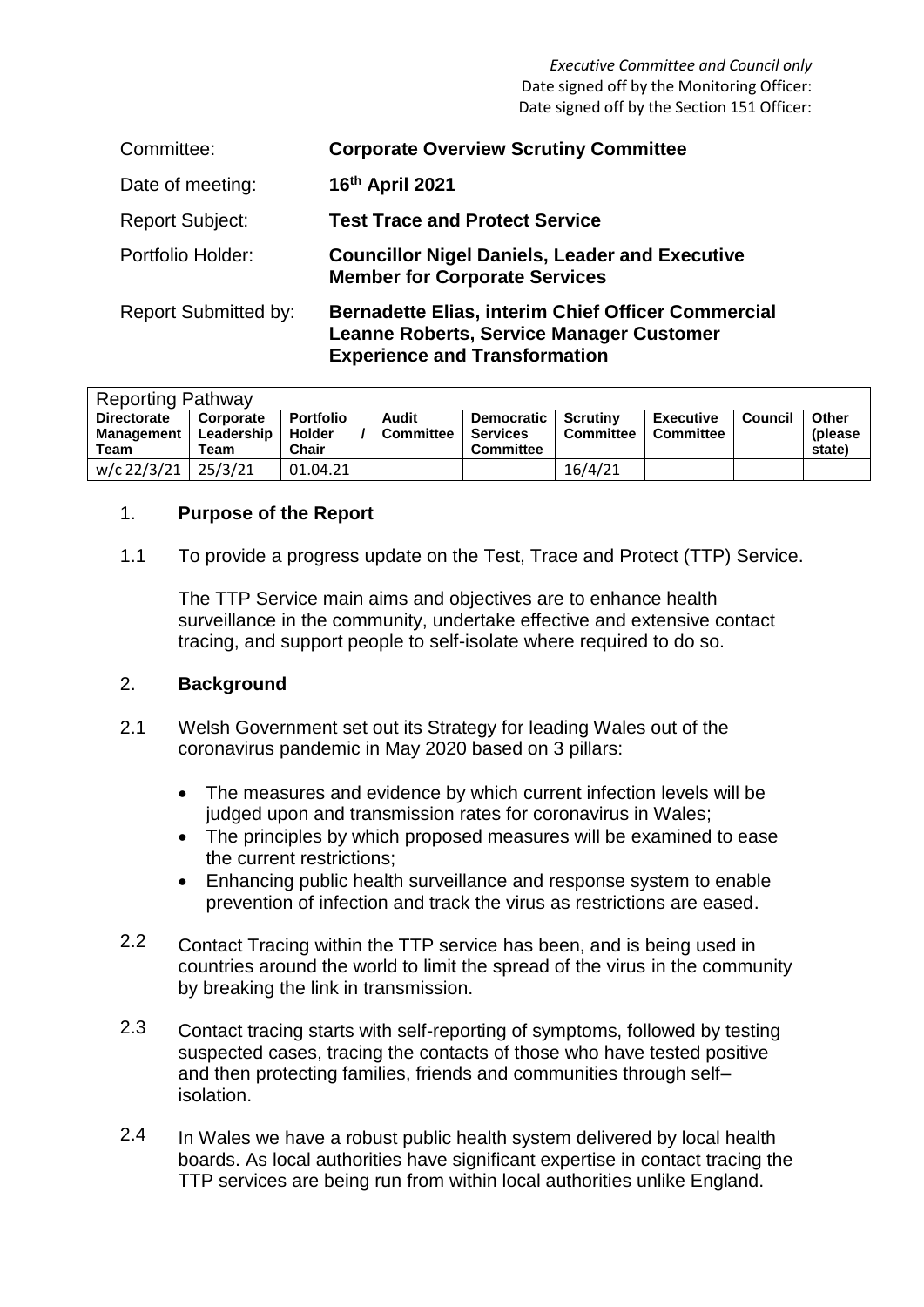*Executive Committee and Council only*
Date signed off by the Monitoring Officer:
Date signed off by the Section 151 Officer:

| | |
|---|---|
| Committee: | **Corporate Overview Scrutiny Committee** |
| Date of meeting: | **16th April 2021** |
| Report Subject: | **Test Trace and Protect Service** |
| Portfolio Holder: | **Councillor Nigel Daniels, Leader and Executive Member for Corporate Services** |
| Report Submitted by: | **Bernadette Elias, interim Chief Officer Commercial Leanne Roberts, Service Manager Customer Experience and Transformation** |

| Reporting Pathway | | | | | | | | |
|---|---|---|---|---|---|---|---|---|
| **Directorate Management Team** | **Corporate Leadership Team** | **Portfolio Holder / Chair** | **Audit Committee** | **Democratic Services Committee** | **Scrutiny Committee** | **Executive Committee** | **Council** | **Other (please state)** |
| w/c 22/3/21 | 25/3/21 | 01.04.21 | | | 16/4/21 | | | |

## 1. **Purpose of the Report**

1.1 To provide a progress update on the Test, Trace and Protect (TTP) Service.

The TTP Service main aims and objectives are to enhance health surveillance in the community, undertake effective and extensive contact tracing, and support people to self-isolate where required to do so.

## 2. **Background**

2.1 Welsh Government set out its Strategy for leading Wales out of the coronavirus pandemic in May 2020 based on 3 pillars:

- The measures and evidence by which current infection levels will be judged upon and transmission rates for coronavirus in Wales;
- The principles by which proposed measures will be examined to ease the current restrictions;
- Enhancing public health surveillance and response system to enable prevention of infection and track the virus as restrictions are eased.

2.2 Contact Tracing within the TTP service has been, and is being used in countries around the world to limit the spread of the virus in the community by breaking the link in transmission.

2.3 Contact tracing starts with self-reporting of symptoms, followed by testing suspected cases, tracing the contacts of those who have tested positive and then protecting families, friends and communities through self–isolation.

2.4 In Wales we have a robust public health system delivered by local health boards. As local authorities have significant expertise in contact tracing the TTP services are being run from within local authorities unlike England.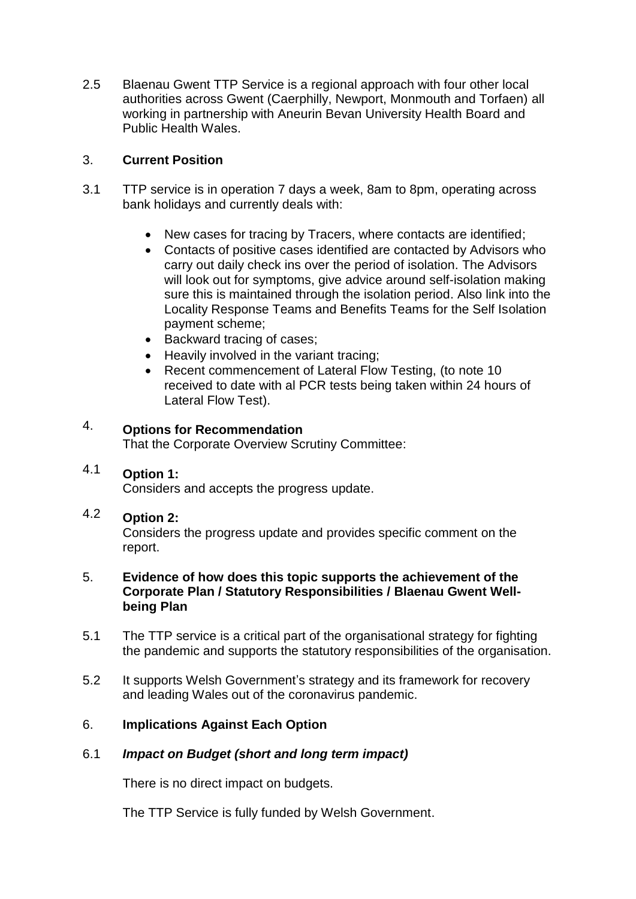2.5 Blaenau Gwent TTP Service is a regional approach with four other local authorities across Gwent (Caerphilly, Newport, Monmouth and Torfaen) all working in partnership with Aneurin Bevan University Health Board and Public Health Wales.

## 3. Current Position

3.1 TTP service is in operation 7 days a week, 8am to 8pm, operating across bank holidays and currently deals with:

- New cases for tracing by Tracers, where contacts are identified;
- Contacts of positive cases identified are contacted by Advisors who carry out daily check ins over the period of isolation. The Advisors will look out for symptoms, give advice around self-isolation making sure this is maintained through the isolation period. Also link into the Locality Response Teams and Benefits Teams for the Self Isolation payment scheme;
- Backward tracing of cases;
- Heavily involved in the variant tracing;
- Recent commencement of Lateral Flow Testing, (to note 10 received to date with al PCR tests being taken within 24 hours of Lateral Flow Test).

## 4. Options for Recommendation

That the Corporate Overview Scrutiny Committee:

4.1 **Option 1:**
Considers and accepts the progress update.

4.2 **Option 2:**
Considers the progress update and provides specific comment on the report.

## 5. Evidence of how does this topic supports the achievement of the Corporate Plan / Statutory Responsibilities / Blaenau Gwent Well-being Plan

5.1 The TTP service is a critical part of the organisational strategy for fighting the pandemic and supports the statutory responsibilities of the organisation.

5.2 It supports Welsh Government's strategy and its framework for recovery and leading Wales out of the coronavirus pandemic.

## 6. Implications Against Each Option

### 6.1 *Impact on Budget (short and long term impact)*

There is no direct impact on budgets.

The TTP Service is fully funded by Welsh Government.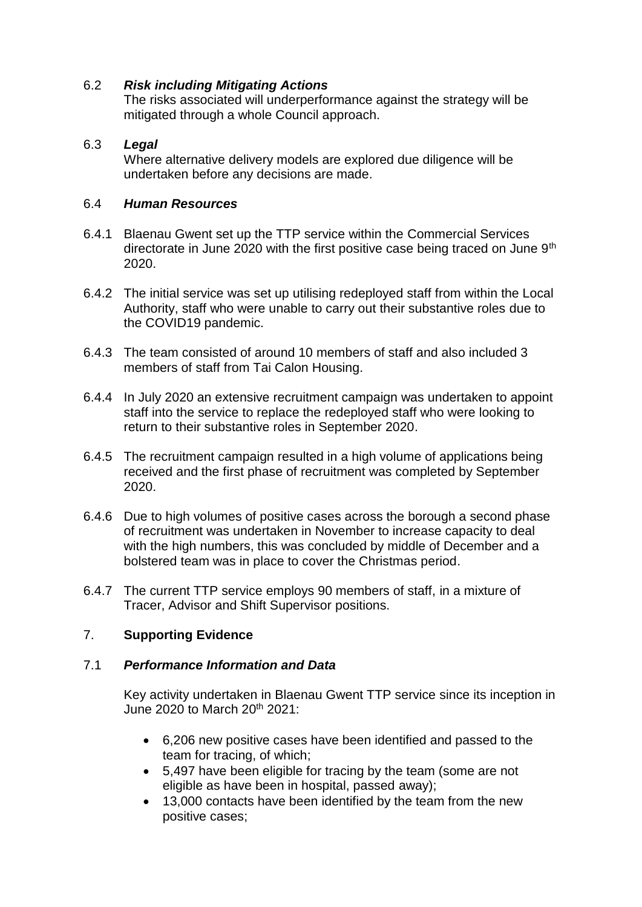6.2 ***Risk including Mitigating Actions***

The risks associated will underperformance against the strategy will be mitigated through a whole Council approach.

6.3 ***Legal***

Where alternative delivery models are explored due diligence will be undertaken before any decisions are made.

6.4 ***Human Resources***

6.4.1 Blaenau Gwent set up the TTP service within the Commercial Services directorate in June 2020 with the first positive case being traced on June 9th 2020.

6.4.2 The initial service was set up utilising redeployed staff from within the Local Authority, staff who were unable to carry out their substantive roles due to the COVID19 pandemic.

6.4.3 The team consisted of around 10 members of staff and also included 3 members of staff from Tai Calon Housing.

6.4.4 In July 2020 an extensive recruitment campaign was undertaken to appoint staff into the service to replace the redeployed staff who were looking to return to their substantive roles in September 2020.

6.4.5 The recruitment campaign resulted in a high volume of applications being received and the first phase of recruitment was completed by September 2020.

6.4.6 Due to high volumes of positive cases across the borough a second phase of recruitment was undertaken in November to increase capacity to deal with the high numbers, this was concluded by middle of December and a bolstered team was in place to cover the Christmas period.

6.4.7 The current TTP service employs 90 members of staff, in a mixture of Tracer, Advisor and Shift Supervisor positions.

7. **Supporting Evidence**

7.1 ***Performance Information and Data***

Key activity undertaken in Blaenau Gwent TTP service since its inception in June 2020 to March 20th 2021:

- 6,206 new positive cases have been identified and passed to the team for tracing, of which;
- 5,497 have been eligible for tracing by the team (some are not eligible as have been in hospital, passed away);
- 13,000 contacts have been identified by the team from the new positive cases;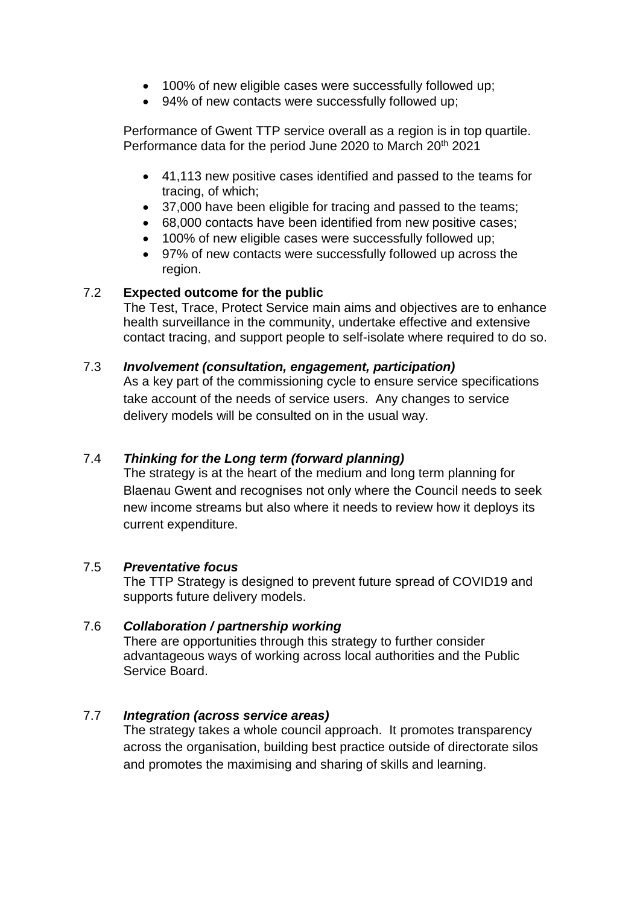- 100% of new eligible cases were successfully followed up;
- 94% of new contacts were successfully followed up;

Performance of Gwent TTP service overall as a region is in top quartile. Performance data for the period June 2020 to March 20th 2021

- 41,113 new positive cases identified and passed to the teams for tracing, of which;
- 37,000 have been eligible for tracing and passed to the teams;
- 68,000 contacts have been identified from new positive cases;
- 100% of new eligible cases were successfully followed up;
- 97% of new contacts were successfully followed up across the region.

7.2 **Expected outcome for the public**

The Test, Trace, Protect Service main aims and objectives are to enhance health surveillance in the community, undertake effective and extensive contact tracing, and support people to self-isolate where required to do so.

7.3 ***Involvement (consultation, engagement, participation)***

As a key part of the commissioning cycle to ensure service specifications take account of the needs of service users. Any changes to service delivery models will be consulted on in the usual way.

7.4 ***Thinking for the Long term (forward planning)***

The strategy is at the heart of the medium and long term planning for Blaenau Gwent and recognises not only where the Council needs to seek new income streams but also where it needs to review how it deploys its current expenditure.

7.5 ***Preventative focus***

The TTP Strategy is designed to prevent future spread of COVID19 and supports future delivery models.

7.6 ***Collaboration / partnership working***

There are opportunities through this strategy to further consider advantageous ways of working across local authorities and the Public Service Board.

7.7 ***Integration (across service areas)***

The strategy takes a whole council approach. It promotes transparency across the organisation, building best practice outside of directorate silos and promotes the maximising and sharing of skills and learning.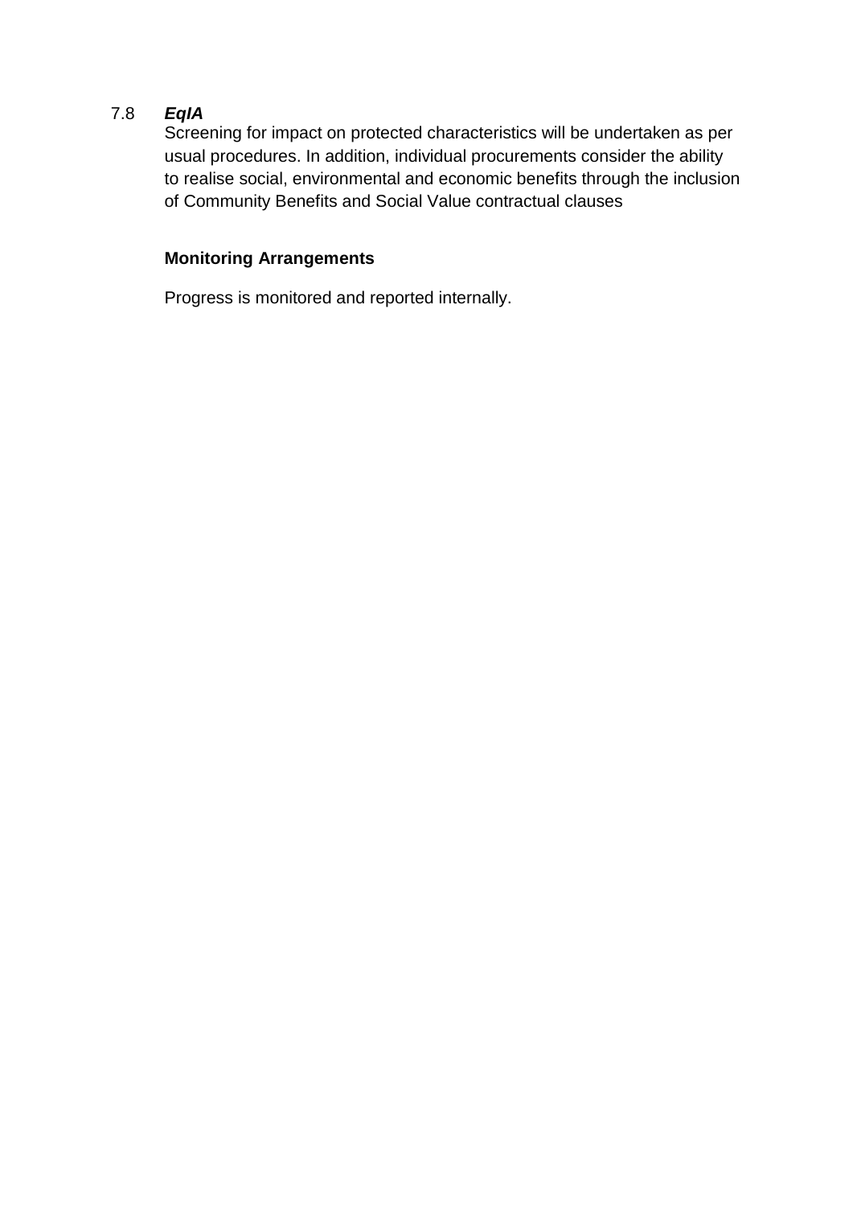7.8 ***EqIA***

Screening for impact on protected characteristics will be undertaken as per usual procedures. In addition, individual procurements consider the ability to realise social, environmental and economic benefits through the inclusion of Community Benefits and Social Value contractual clauses

**Monitoring Arrangements**

Progress is monitored and reported internally.